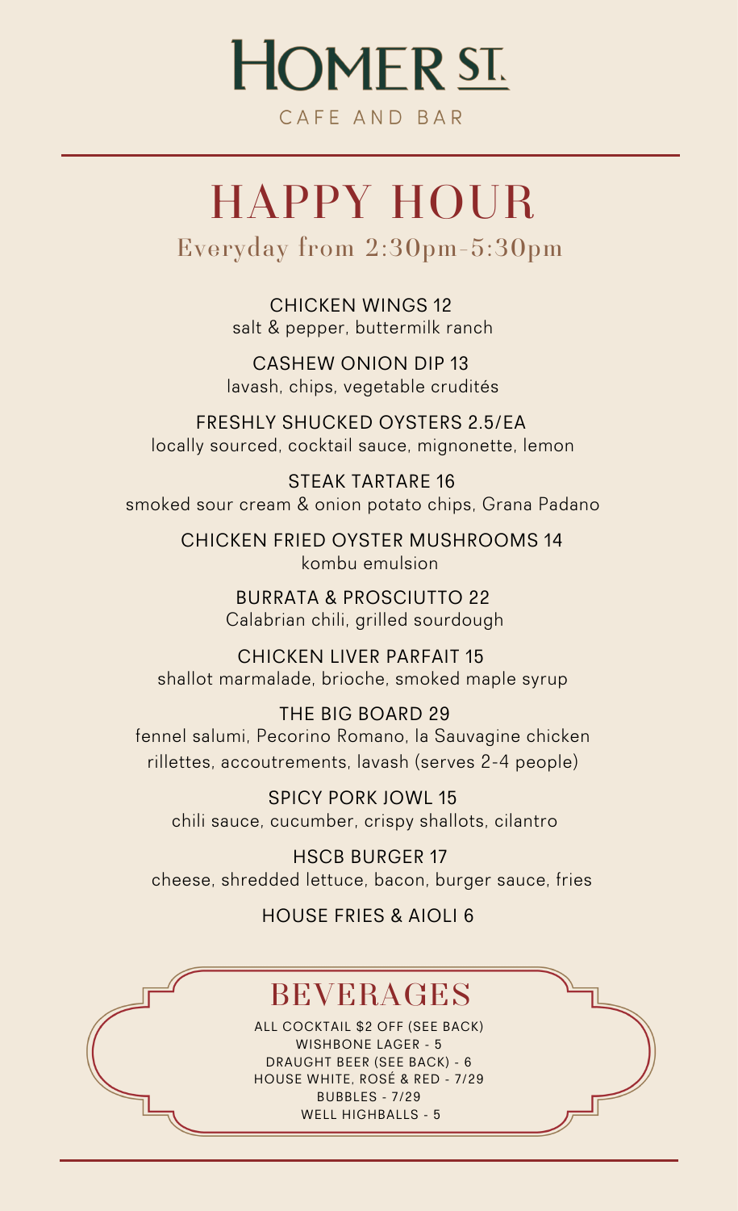# HOMER ST.

CAFE AND BAR

## HAPPY HOUR

Everyday from 2:30pm-5:30pm

CHICKEN WINGS 12
salt & pepper, buttermilk ranch

CASHEW ONION DIP 13
lavash, chips, vegetable crudités

FRESHLY SHUCKED OYSTERS 2.5/EA
locally sourced, cocktail sauce, mignonette, lemon

STEAK TARTARE 16
smoked sour cream & onion potato chips, Grana Padano

CHICKEN FRIED OYSTER MUSHROOMS 14
kombu emulsion

BURRATA & PROSCIUTTO 22
Calabrian chili, grilled sourdough

CHICKEN LIVER PARFAIT 15
shallot marmalade, brioche, smoked maple syrup

THE BIG BOARD 29
fennel salumi, Pecorino Romano, la Sauvagine chicken rillettes, accoutrements, lavash (serves 2-4 people)

SPICY PORK JOWL 15
chili sauce, cucumber, crispy shallots, cilantro

HSCB BURGER 17
cheese, shredded lettuce, bacon, burger sauce, fries

HOUSE FRIES & AIOLI 6

## BEVERAGES

ALL COCKTAIL $2 OFF (SEE BACK)
WISHBONE LAGER - 5
DRAUGHT BEER (SEE BACK) - 6
HOUSE WHITE, ROSÉ & RED - 7/29
BUBBLES - 7/29
WELL HIGHBALLS - 5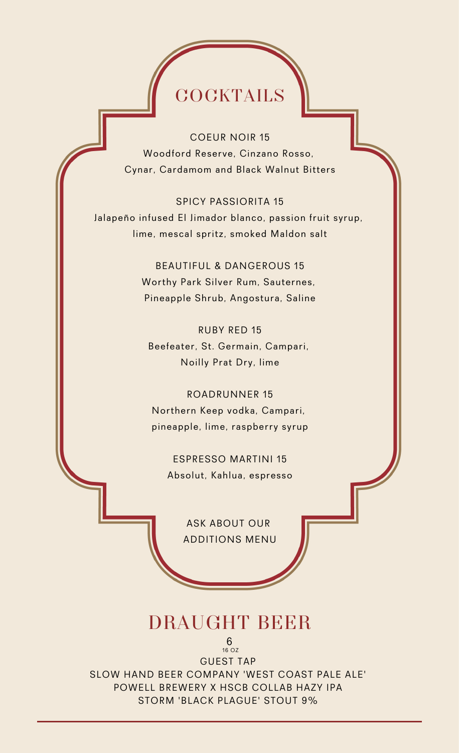# COCKTAILS

COEUR NOIR 15

Woodford Reserve, Cinzano Rosso, Cynar, Cardamom and Black Walnut Bitters

SPICY PASSIORITA 15

Jalapeño infused El Jimador blanco, passion fruit syrup, lime, mescal spritz, smoked Maldon salt

BEAUTIFUL & DANGEROUS 15

Worthy Park Silver Rum, Sauternes, Pineapple Shrub, Angostura, Saline

RUBY RED 15

Beefeater, St. Germain, Campari, Noilly Prat Dry, lime

ROADRUNNER 15

Northern Keep vodka, Campari, pineapple, lime, raspberry syrup

ESPRESSO MARTINI 15

Absolut, Kahlua, espresso

ASK ABOUT OUR ADDITIONS MENU

# DRAUGHT BEER

6

16 OZ

GUEST TAP

SLOW HAND BEER COMPANY 'WEST COAST PALE ALE'

POWELL BREWERY X HSCB COLLAB HAZY IPA

STORM 'BLACK PLAGUE' STOUT 9%